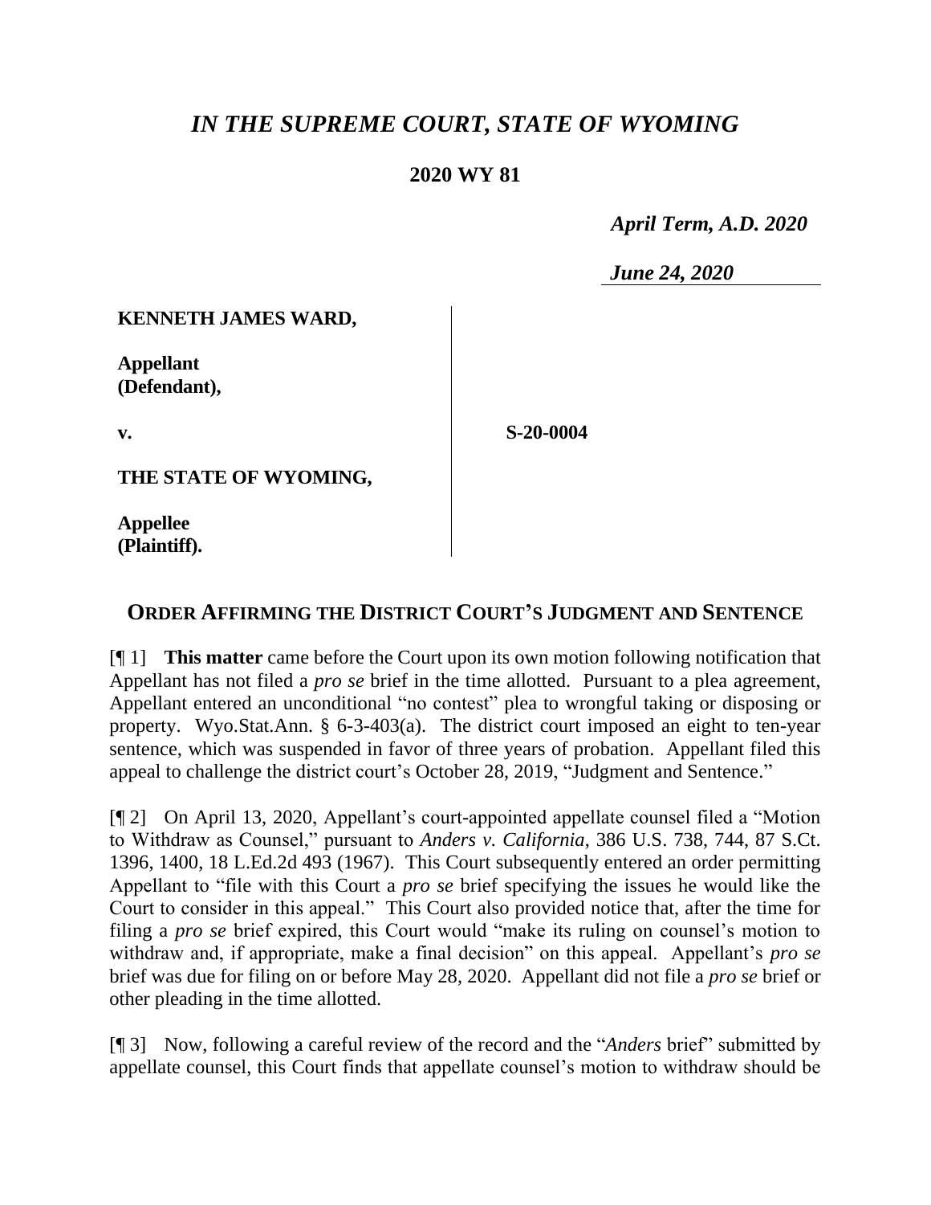# *IN THE SUPREME COURT, STATE OF WYOMING*

## 2020 WY 81

*April Term, A.D. 2020*

*June 24, 2020*

| | |
|---|---|
| **KENNETH JAMES WARD,**<br><br>**Appellant (Defendant),**<br><br>**v.**<br><br>**THE STATE OF WYOMING,**<br><br>**Appellee (Plaintiff).** | **S-20-0004** |

## ORDER AFFIRMING THE DISTRICT COURT'S JUDGMENT AND SENTENCE

[¶ 1] **This matter** came before the Court upon its own motion following notification that Appellant has not filed a *pro se* brief in the time allotted. Pursuant to a plea agreement, Appellant entered an unconditional "no contest" plea to wrongful taking or disposing or property. Wyo.Stat.Ann. § 6-3-403(a). The district court imposed an eight to ten-year sentence, which was suspended in favor of three years of probation. Appellant filed this appeal to challenge the district court's October 28, 2019, "Judgment and Sentence."

[¶ 2] On April 13, 2020, Appellant's court-appointed appellate counsel filed a "Motion to Withdraw as Counsel," pursuant to *Anders v. California*, 386 U.S. 738, 744, 87 S.Ct. 1396, 1400, 18 L.Ed.2d 493 (1967). This Court subsequently entered an order permitting Appellant to "file with this Court a *pro se* brief specifying the issues he would like the Court to consider in this appeal." This Court also provided notice that, after the time for filing a *pro se* brief expired, this Court would "make its ruling on counsel's motion to withdraw and, if appropriate, make a final decision" on this appeal. Appellant's *pro se* brief was due for filing on or before May 28, 2020. Appellant did not file a *pro se* brief or other pleading in the time allotted.

[¶ 3] Now, following a careful review of the record and the "*Anders* brief" submitted by appellate counsel, this Court finds that appellate counsel's motion to withdraw should be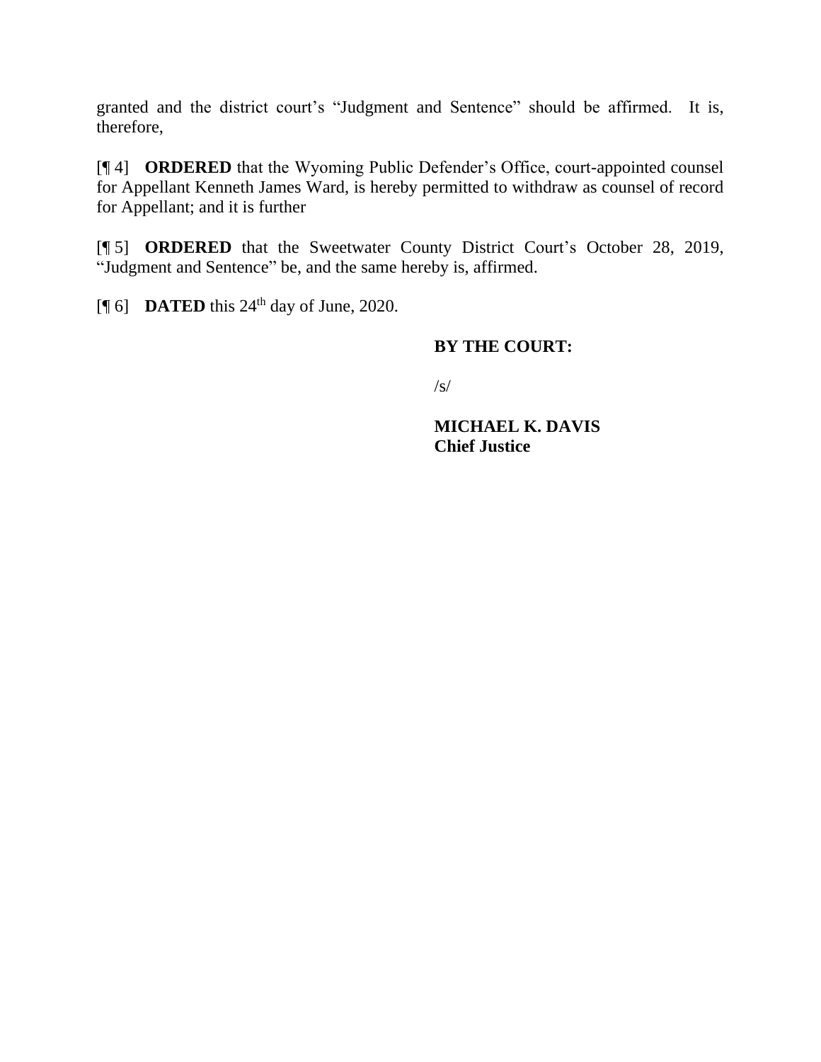granted and the district court's "Judgment and Sentence" should be affirmed. It is, therefore,

[¶ 4] **ORDERED** that the Wyoming Public Defender's Office, court-appointed counsel for Appellant Kenneth James Ward, is hereby permitted to withdraw as counsel of record for Appellant; and it is further

[¶ 5] **ORDERED** that the Sweetwater County District Court's October 28, 2019, "Judgment and Sentence" be, and the same hereby is, affirmed.

[¶ 6] **DATED** this 24th day of June, 2020.

**BY THE COURT:**

/s/

**MICHAEL K. DAVIS**
**Chief Justice**